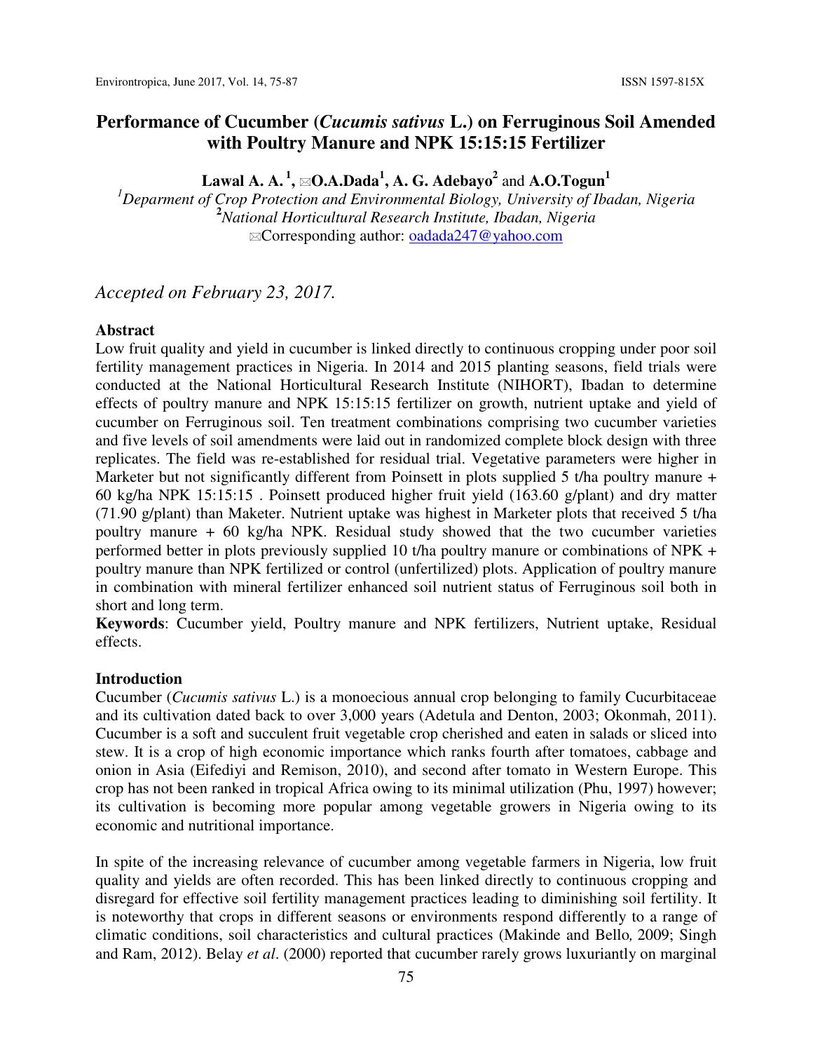# Performance of Cucumber (*Cucumis sativus* L.) on Ferruginous Soil Amended with Poultry Manure and NPK 15:15:15 Fertilizer

**Lawal A. A.** [1], ✉**O.A.Dada**[1], **A. G. Adebayo**[2] and **A.O.Togun**[1]

[1]Deparment of Crop Protection and Environmental Biology, University of Ibadan, Nigeria
[2]National Horticultural Research Institute, Ibadan, Nigeria
✉Corresponding author: oadada247@yahoo.com

*Accepted on February 23, 2017.*

## Abstract

Low fruit quality and yield in cucumber is linked directly to continuous cropping under poor soil fertility management practices in Nigeria. In 2014 and 2015 planting seasons, field trials were conducted at the National Horticultural Research Institute (NIHORT), Ibadan to determine effects of poultry manure and NPK 15:15:15 fertilizer on growth, nutrient uptake and yield of cucumber on Ferruginous soil. Ten treatment combinations comprising two cucumber varieties and five levels of soil amendments were laid out in randomized complete block design with three replicates. The field was re-established for residual trial. Vegetative parameters were higher in Marketer but not significantly different from Poinsett in plots supplied 5 t/ha poultry manure + 60 kg/ha NPK 15:15:15 . Poinsett produced higher fruit yield (163.60 g/plant) and dry matter (71.90 g/plant) than Maketer. Nutrient uptake was highest in Marketer plots that received 5 t/ha poultry manure + 60 kg/ha NPK. Residual study showed that the two cucumber varieties performed better in plots previously supplied 10 t/ha poultry manure or combinations of NPK + poultry manure than NPK fertilized or control (unfertilized) plots. Application of poultry manure in combination with mineral fertilizer enhanced soil nutrient status of Ferruginous soil both in short and long term.

**Keywords**: Cucumber yield, Poultry manure and NPK fertilizers, Nutrient uptake, Residual effects.

## Introduction

Cucumber (*Cucumis sativus* L.) is a monoecious annual crop belonging to family Cucurbitaceae and its cultivation dated back to over 3,000 years (Adetula and Denton, 2003; Okonmah, 2011). Cucumber is a soft and succulent fruit vegetable crop cherished and eaten in salads or sliced into stew. It is a crop of high economic importance which ranks fourth after tomatoes, cabbage and onion in Asia (Eifediyi and Remison, 2010), and second after tomato in Western Europe. This crop has not been ranked in tropical Africa owing to its minimal utilization (Phu, 1997) however; its cultivation is becoming more popular among vegetable growers in Nigeria owing to its economic and nutritional importance.

In spite of the increasing relevance of cucumber among vegetable farmers in Nigeria, low fruit quality and yields are often recorded. This has been linked directly to continuous cropping and disregard for effective soil fertility management practices leading to diminishing soil fertility. It is noteworthy that crops in different seasons or environments respond differently to a range of climatic conditions, soil characteristics and cultural practices (Makinde and Bello*,* 2009; Singh and Ram, 2012). Belay *et al*. (2000) reported that cucumber rarely grows luxuriantly on marginal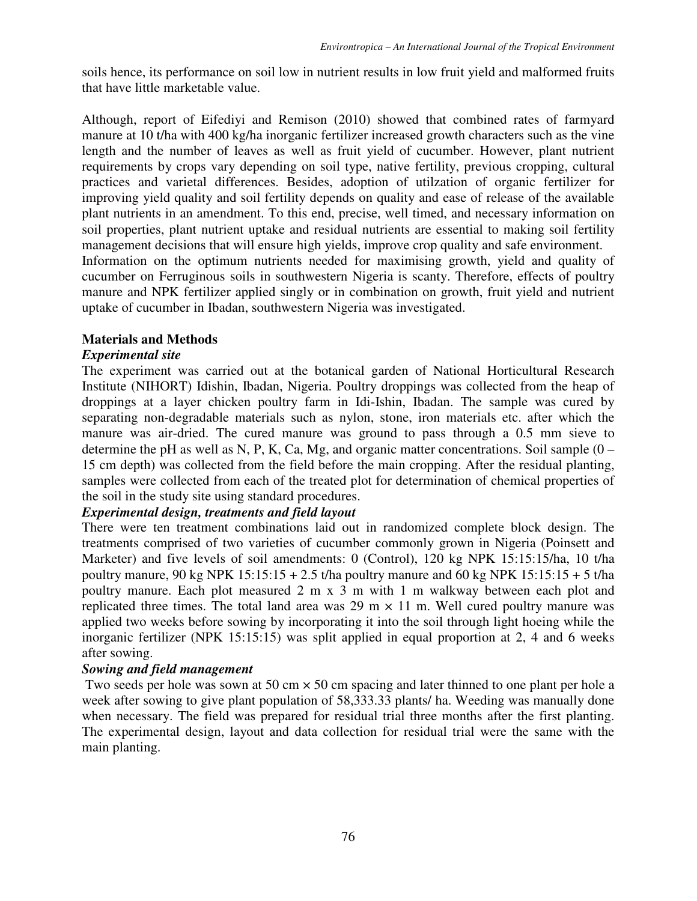soils hence, its performance on soil low in nutrient results in low fruit yield and malformed fruits that have little marketable value.

Although, report of Eifediyi and Remison (2010) showed that combined rates of farmyard manure at 10 t/ha with 400 kg/ha inorganic fertilizer increased growth characters such as the vine length and the number of leaves as well as fruit yield of cucumber. However, plant nutrient requirements by crops vary depending on soil type, native fertility, previous cropping, cultural practices and varietal differences. Besides, adoption of utilzation of organic fertilizer for improving yield quality and soil fertility depends on quality and ease of release of the available plant nutrients in an amendment. To this end, precise, well timed, and necessary information on soil properties, plant nutrient uptake and residual nutrients are essential to making soil fertility management decisions that will ensure high yields, improve crop quality and safe environment.
Information on the optimum nutrients needed for maximising growth, yield and quality of cucumber on Ferruginous soils in southwestern Nigeria is scanty. Therefore, effects of poultry manure and NPK fertilizer applied singly or in combination on growth, fruit yield and nutrient uptake of cucumber in Ibadan, southwestern Nigeria was investigated.

## Materials and Methods

### *Experimental site*

The experiment was carried out at the botanical garden of National Horticultural Research Institute (NIHORT) Idishin, Ibadan, Nigeria. Poultry droppings was collected from the heap of droppings at a layer chicken poultry farm in Idi-Ishin, Ibadan. The sample was cured by separating non-degradable materials such as nylon, stone, iron materials etc. after which the manure was air-dried. The cured manure was ground to pass through a 0.5 mm sieve to determine the pH as well as N, P, K, Ca, Mg, and organic matter concentrations. Soil sample (0 – 15 cm depth) was collected from the field before the main cropping. After the residual planting, samples were collected from each of the treated plot for determination of chemical properties of the soil in the study site using standard procedures.

### *Experimental design, treatments and field layout*

There were ten treatment combinations laid out in randomized complete block design. The treatments comprised of two varieties of cucumber commonly grown in Nigeria (Poinsett and Marketer) and five levels of soil amendments: 0 (Control), 120 kg NPK 15:15:15/ha, 10 t/ha poultry manure, 90 kg NPK 15:15:15 + 2.5 t/ha poultry manure and 60 kg NPK 15:15:15 + 5 t/ha poultry manure. Each plot measured 2 m x 3 m with 1 m walkway between each plot and replicated three times. The total land area was 29 m × 11 m. Well cured poultry manure was applied two weeks before sowing by incorporating it into the soil through light hoeing while the inorganic fertilizer (NPK 15:15:15) was split applied in equal proportion at 2, 4 and 6 weeks after sowing.

### *Sowing and field management*

Two seeds per hole was sown at 50 cm × 50 cm spacing and later thinned to one plant per hole a week after sowing to give plant population of 58,333.33 plants/ ha. Weeding was manually done when necessary. The field was prepared for residual trial three months after the first planting. The experimental design, layout and data collection for residual trial were the same with the main planting.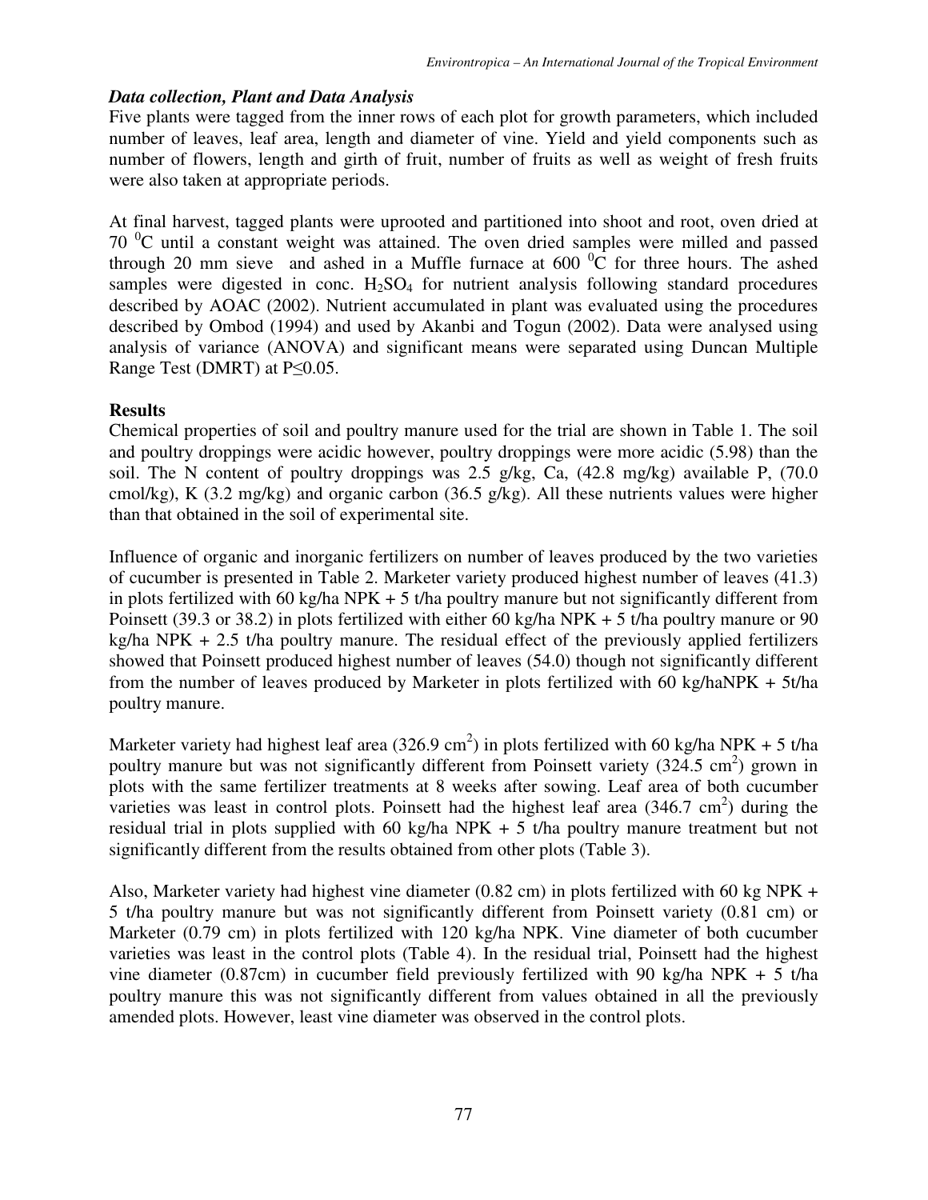### *Data collection, Plant and Data Analysis*

Five plants were tagged from the inner rows of each plot for growth parameters, which included number of leaves, leaf area, length and diameter of vine. Yield and yield components such as number of flowers, length and girth of fruit, number of fruits as well as weight of fresh fruits were also taken at appropriate periods.

At final harvest, tagged plants were uprooted and partitioned into shoot and root, oven dried at 70 $^0$C until a constant weight was attained. The oven dried samples were milled and passed through 20 mm sieve and ashed in a Muffle furnace at 600 $^0$C for three hours. The ashed samples were digested in conc. $H_2SO_4$ for nutrient analysis following standard procedures described by AOAC (2002). Nutrient accumulated in plant was evaluated using the procedures described by Ombod (1994) and used by Akanbi and Togun (2002). Data were analysed using analysis of variance (ANOVA) and significant means were separated using Duncan Multiple Range Test (DMRT) at $P \leq 0.05$.

### **Results**

Chemical properties of soil and poultry manure used for the trial are shown in Table 1. The soil and poultry droppings were acidic however, poultry droppings were more acidic (5.98) than the soil. The N content of poultry droppings was 2.5 g/kg, Ca, (42.8 mg/kg) available P, (70.0 cmol/kg), K (3.2 mg/kg) and organic carbon (36.5 g/kg). All these nutrients values were higher than that obtained in the soil of experimental site.

Influence of organic and inorganic fertilizers on number of leaves produced by the two varieties of cucumber is presented in Table 2. Marketer variety produced highest number of leaves (41.3) in plots fertilized with 60 kg/ha NPK + 5 t/ha poultry manure but not significantly different from Poinsett (39.3 or 38.2) in plots fertilized with either 60 kg/ha NPK + 5 t/ha poultry manure or 90 kg/ha NPK + 2.5 t/ha poultry manure. The residual effect of the previously applied fertilizers showed that Poinsett produced highest number of leaves (54.0) though not significantly different from the number of leaves produced by Marketer in plots fertilized with 60 kg/haNPK + 5t/ha poultry manure.

Marketer variety had highest leaf area (326.9 cm$^2$) in plots fertilized with 60 kg/ha NPK + 5 t/ha poultry manure but was not significantly different from Poinsett variety (324.5 cm$^2$) grown in plots with the same fertilizer treatments at 8 weeks after sowing. Leaf area of both cucumber varieties was least in control plots. Poinsett had the highest leaf area (346.7 cm$^2$) during the residual trial in plots supplied with 60 kg/ha NPK + 5 t/ha poultry manure treatment but not significantly different from the results obtained from other plots (Table 3).

Also, Marketer variety had highest vine diameter (0.82 cm) in plots fertilized with 60 kg NPK + 5 t/ha poultry manure but was not significantly different from Poinsett variety (0.81 cm) or Marketer (0.79 cm) in plots fertilized with 120 kg/ha NPK. Vine diameter of both cucumber varieties was least in the control plots (Table 4). In the residual trial, Poinsett had the highest vine diameter (0.87cm) in cucumber field previously fertilized with 90 kg/ha NPK + 5 t/ha poultry manure this was not significantly different from values obtained in all the previously amended plots. However, least vine diameter was observed in the control plots.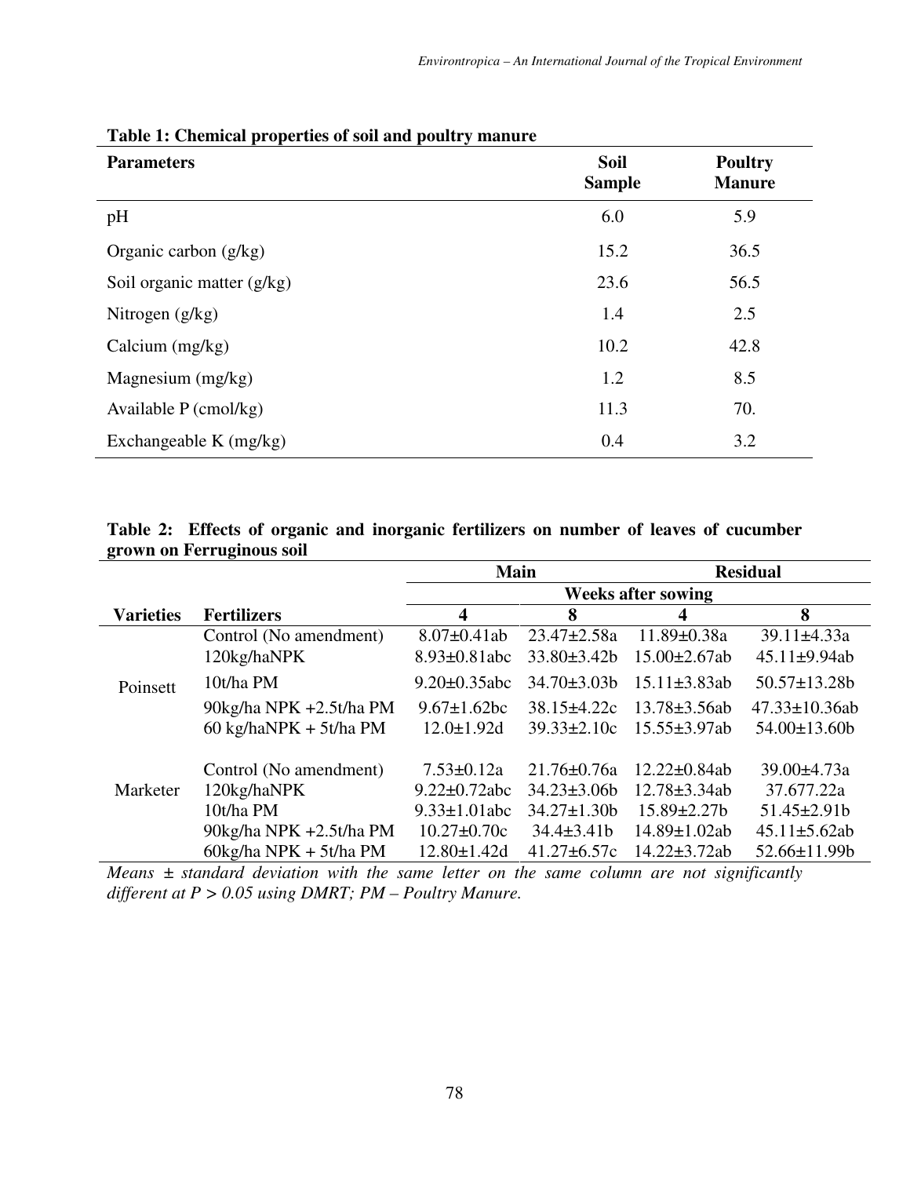**Table 1: Chemical properties of soil and poultry manure**

| Parameters | Soil Sample | Poultry Manure |
|---|---|---|
| pH | 6.0 | 5.9 |
| Organic carbon (g/kg) | 15.2 | 36.5 |
| Soil organic matter (g/kg) | 23.6 | 56.5 |
| Nitrogen (g/kg) | 1.4 | 2.5 |
| Calcium (mg/kg) | 10.2 | 42.8 |
| Magnesium (mg/kg) | 1.2 | 8.5 |
| Available P (cmol/kg) | 11.3 | 70. |
| Exchangeable K (mg/kg) | 0.4 | 3.2 |

**Table 2: Effects of organic and inorganic fertilizers on number of leaves of cucumber grown on Ferruginous soil**

| | | Main | | Residual | |
|---|---|---|---|---|---|
| | | Weeks after sowing | | | |
| Varieties | Fertilizers | 4 | 8 | 4 | 8 |
| Poinsett | Control (No amendment) | 8.07±0.41ab | 23.47±2.58a | 11.89±0.38a | 39.11±4.33a |
| | 120kg/haNPK | 8.93±0.81abc | 33.80±3.42b | 15.00±2.67ab | 45.11±9.94ab |
| | 10t/ha PM | 9.20±0.35abc | 34.70±3.03b | 15.11±3.83ab | 50.57±13.28b |
| | 90kg/ha NPK +2.5t/ha PM | 9.67±1.62bc | 38.15±4.22c | 13.78±3.56ab | 47.33±10.36ab |
| | 60 kg/haNPK + 5t/ha PM | 12.0±1.92d | 39.33±2.10c | 15.55±3.97ab | 54.00±13.60b |
| Marketer | Control (No amendment) | 7.53±0.12a | 21.76±0.76a | 12.22±0.84ab | 39.00±4.73a |
| | 120kg/haNPK | 9.22±0.72abc | 34.23±3.06b | 12.78±3.34ab | 37.677.22a |
| | 10t/ha PM | 9.33±1.01abc | 34.27±1.30b | 15.89±2.27b | 51.45±2.91b |
| | 90kg/ha NPK +2.5t/ha PM | 10.27±0.70c | 34.4±3.41b | 14.89±1.02ab | 45.11±5.62ab |
| | 60kg/ha NPK + 5t/ha PM | 12.80±1.42d | 41.27±6.57c | 14.22±3.72ab | 52.66±11.99b |

*Means ± standard deviation with the same letter on the same column are not significantly different at $P > 0.05$ using DMRT; PM – Poultry Manure.*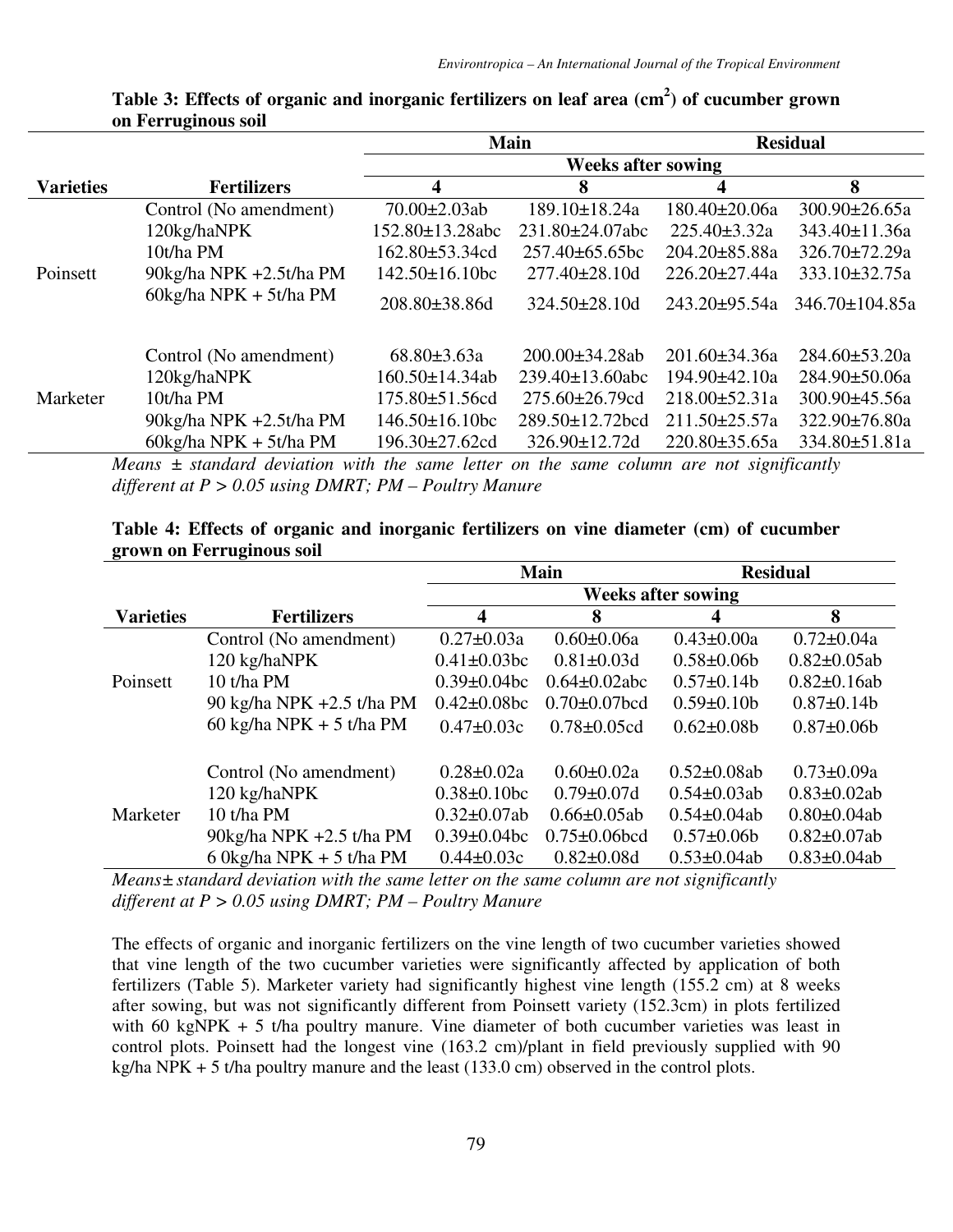**Table 3: Effects of organic and inorganic fertilizers on leaf area ($cm^2$) of cucumber grown on Ferruginous soil**

| | | Main | | Residual | |
|---|---|---|---|---|---|
| | | Weeks after sowing | | | |
| **Varieties** | **Fertilizers** | **4** | **8** | **4** | **8** |
| Poinsett | Control (No amendment) | 70.00±2.03ab | 189.10±18.24a | 180.40±20.06a | 300.90±26.65a |
| | 120kg/haNPK | 152.80±13.28abc | 231.80±24.07abc | 225.40±3.32a | 343.40±11.36a |
| | 10t/ha PM | 162.80±53.34cd | 257.40±65.65bc | 204.20±85.88a | 326.70±72.29a |
| | 90kg/ha NPK +2.5t/ha PM | 142.50±16.10bc | 277.40±28.10d | 226.20±27.44a | 333.10±32.75a |
| | 60kg/ha NPK + 5t/ha PM | 208.80±38.86d | 324.50±28.10d | 243.20±95.54a | 346.70±104.85a |
| Marketer | Control (No amendment) | 68.80±3.63a | 200.00±34.28ab | 201.60±34.36a | 284.60±53.20a |
| | 120kg/haNPK | 160.50±14.34ab | 239.40±13.60abc | 194.90±42.10a | 284.90±50.06a |
| | 10t/ha PM | 175.80±51.56cd | 275.60±26.79cd | 218.00±52.31a | 300.90±45.56a |
| | 90kg/ha NPK +2.5t/ha PM | 146.50±16.10bc | 289.50±12.72bcd | 211.50±25.57a | 322.90±76.80a |
| | 60kg/ha NPK + 5t/ha PM | 196.30±27.62cd | 326.90±12.72d | 220.80±35.65a | 334.80±51.81a |

*Means ± standard deviation with the same letter on the same column are not significantly different at P > 0.05 using DMRT; PM – Poultry Manure*

**Table 4: Effects of organic and inorganic fertilizers on vine diameter (cm) of cucumber grown on Ferruginous soil**

| | | Main | | Residual | |
|---|---|---|---|---|---|
| | | Weeks after sowing | | | |
| **Varieties** | **Fertilizers** | **4** | **8** | **4** | **8** |
| Poinsett | Control (No amendment) | 0.27±0.03a | 0.60±0.06a | 0.43±0.00a | 0.72±0.04a |
| | 120 kg/haNPK | 0.41±0.03bc | 0.81±0.03d | 0.58±0.06b | 0.82±0.05ab |
| | 10 t/ha PM | 0.39±0.04bc | 0.64±0.02abc | 0.57±0.14b | 0.82±0.16ab |
| | 90 kg/ha NPK +2.5 t/ha PM | 0.42±0.08bc | 0.70±0.07bcd | 0.59±0.10b | 0.87±0.14b |
| | 60 kg/ha NPK + 5 t/ha PM | 0.47±0.03c | 0.78±0.05cd | 0.62±0.08b | 0.87±0.06b |
| Marketer | Control (No amendment) | 0.28±0.02a | 0.60±0.02a | 0.52±0.08ab | 0.73±0.09a |
| | 120 kg/haNPK | 0.38±0.10bc | 0.79±0.07d | 0.54±0.03ab | 0.83±0.02ab |
| | 10 t/ha PM | 0.32±0.07ab | 0.66±0.05ab | 0.54±0.04ab | 0.80±0.04ab |
| | 90kg/ha NPK +2.5 t/ha PM | 0.39±0.04bc | 0.75±0.06bcd | 0.57±0.06b | 0.82±0.07ab |
| | 6 0kg/ha NPK + 5 t/ha PM | 0.44±0.03c | 0.82±0.08d | 0.53±0.04ab | 0.83±0.04ab |

*Means± standard deviation with the same letter on the same column are not significantly different at P > 0.05 using DMRT; PM – Poultry Manure*

The effects of organic and inorganic fertilizers on the vine length of two cucumber varieties showed that vine length of the two cucumber varieties were significantly affected by application of both fertilizers (Table 5). Marketer variety had significantly highest vine length (155.2 cm) at 8 weeks after sowing, but was not significantly different from Poinsett variety (152.3cm) in plots fertilized with 60 kgNPK + 5 t/ha poultry manure. Vine diameter of both cucumber varieties was least in control plots. Poinsett had the longest vine (163.2 cm)/plant in field previously supplied with 90 kg/ha NPK + 5 t/ha poultry manure and the least (133.0 cm) observed in the control plots.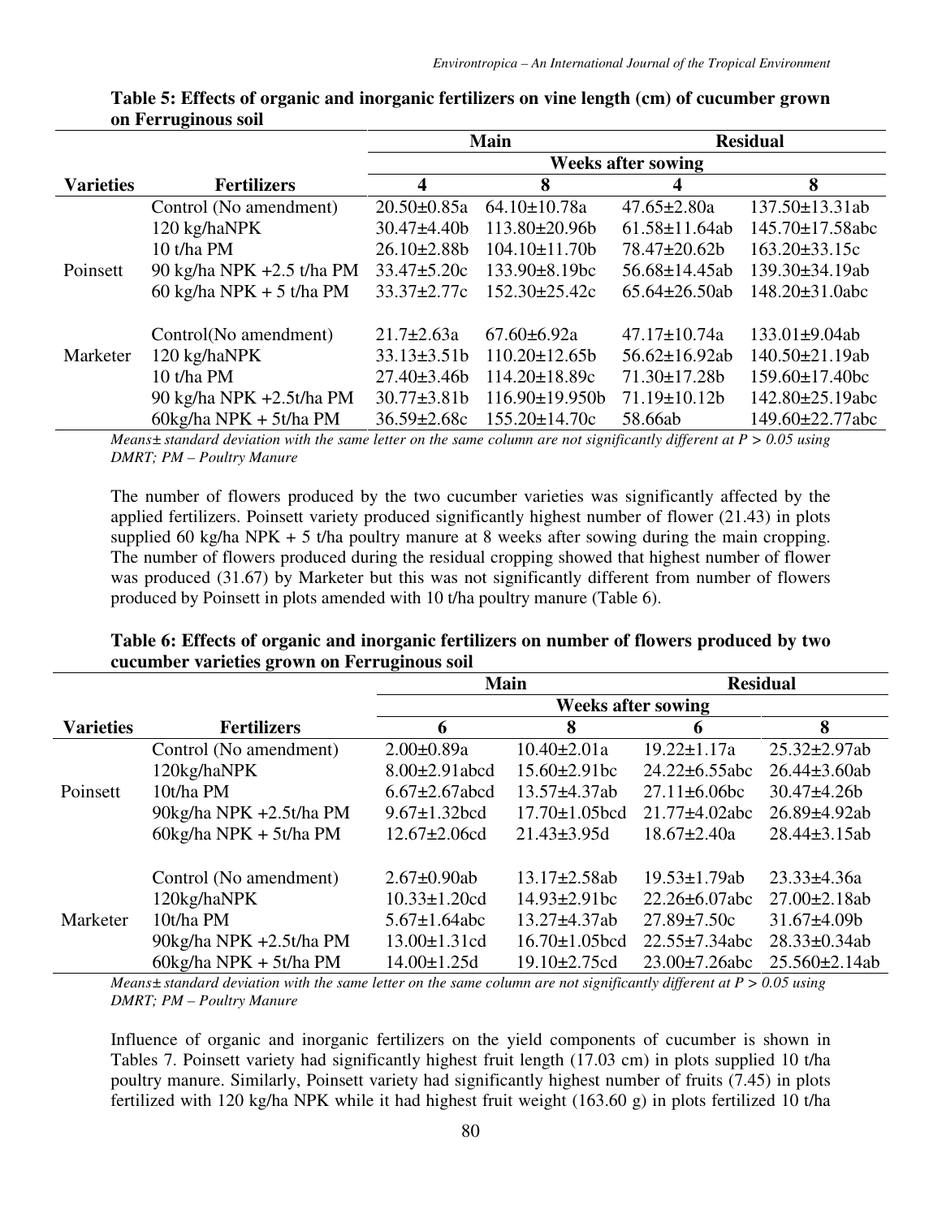**Table 5: Effects of organic and inorganic fertilizers on vine length (cm) of cucumber grown on Ferruginous soil**

| | | Main | | Residual | |
|---|---|---|---|---|---|
| | | Weeks after sowing | | | |
| Varieties | Fertilizers | 4 | 8 | 4 | 8 |
| Poinsett | Control (No amendment) | 20.50±0.85a | 64.10±10.78a | 47.65±2.80a | 137.50±13.31ab |
| | 120 kg/haNPK | 30.47±4.40b | 113.80±20.96b | 61.58±11.64ab | 145.70±17.58abc |
| | 10 t/ha PM | 26.10±2.88b | 104.10±11.70b | 78.47±20.62b | 163.20±33.15c |
| | 90 kg/ha NPK +2.5 t/ha PM | 33.47±5.20c | 133.90±8.19bc | 56.68±14.45ab | 139.30±34.19ab |
| | 60 kg/ha NPK + 5 t/ha PM | 33.37±2.77c | 152.30±25.42c | 65.64±26.50ab | 148.20±31.0abc |
| Marketer | Control(No amendment) | 21.7±2.63a | 67.60±6.92a | 47.17±10.74a | 133.01±9.04ab |
| | 120 kg/haNPK | 33.13±3.51b | 110.20±12.65b | 56.62±16.92ab | 140.50±21.19ab |
| | 10 t/ha PM | 27.40±3.46b | 114.20±18.89c | 71.30±17.28b | 159.60±17.40bc |
| | 90 kg/ha NPK +2.5t/ha PM | 30.77±3.81b | 116.90±19.950b | 71.19±10.12b | 142.80±25.19abc |
| | 60kg/ha NPK + 5t/ha PM | 36.59±2.68c | 155.20±14.70c | 58.66ab | 149.60±22.77abc |

*Means± standard deviation with the same letter on the same column are not significantly different at P > 0.05 using DMRT; PM – Poultry Manure*

The number of flowers produced by the two cucumber varieties was significantly affected by the applied fertilizers. Poinsett variety produced significantly highest number of flower (21.43) in plots supplied 60 kg/ha NPK + 5 t/ha poultry manure at 8 weeks after sowing during the main cropping. The number of flowers produced during the residual cropping showed that highest number of flower was produced (31.67) by Marketer but this was not significantly different from number of flowers produced by Poinsett in plots amended with 10 t/ha poultry manure (Table 6).

**Table 6: Effects of organic and inorganic fertilizers on number of flowers produced by two cucumber varieties grown on Ferruginous soil**

| | | Main | | Residual | |
|---|---|---|---|---|---|
| | | Weeks after sowing | | | |
| Varieties | Fertilizers | 6 | 8 | 6 | 8 |
| Poinsett | Control (No amendment) | 2.00±0.89a | 10.40±2.01a | 19.22±1.17a | 25.32±2.97ab |
| | 120kg/haNPK | 8.00±2.91abcd | 15.60±2.91bc | 24.22±6.55abc | 26.44±3.60ab |
| | 10t/ha PM | 6.67±2.67abcd | 13.57±4.37ab | 27.11±6.06bc | 30.47±4.26b |
| | 90kg/ha NPK +2.5t/ha PM | 9.67±1.32bcd | 17.70±1.05bcd | 21.77±4.02abc | 26.89±4.92ab |
| | 60kg/ha NPK + 5t/ha PM | 12.67±2.06cd | 21.43±3.95d | 18.67±2.40a | 28.44±3.15ab |
| Marketer | Control (No amendment) | 2.67±0.90ab | 13.17±2.58ab | 19.53±1.79ab | 23.33±4.36a |
| | 120kg/haNPK | 10.33±1.20cd | 14.93±2.91bc | 22.26±6.07abc | 27.00±2.18ab |
| | 10t/ha PM | 5.67±1.64abc | 13.27±4.37ab | 27.89±7.50c | 31.67±4.09b |
| | 90kg/ha NPK +2.5t/ha PM | 13.00±1.31cd | 16.70±1.05bcd | 22.55±7.34abc | 28.33±0.34ab |
| | 60kg/ha NPK + 5t/ha PM | 14.00±1.25d | 19.10±2.75cd | 23.00±7.26abc | 25.560±2.14ab |

*Means± standard deviation with the same letter on the same column are not significantly different at P > 0.05 using DMRT; PM – Poultry Manure*

Influence of organic and inorganic fertilizers on the yield components of cucumber is shown in Tables 7. Poinsett variety had significantly highest fruit length (17.03 cm) in plots supplied 10 t/ha poultry manure. Similarly, Poinsett variety had significantly highest number of fruits (7.45) in plots fertilized with 120 kg/ha NPK while it had highest fruit weight (163.60 g) in plots fertilized 10 t/ha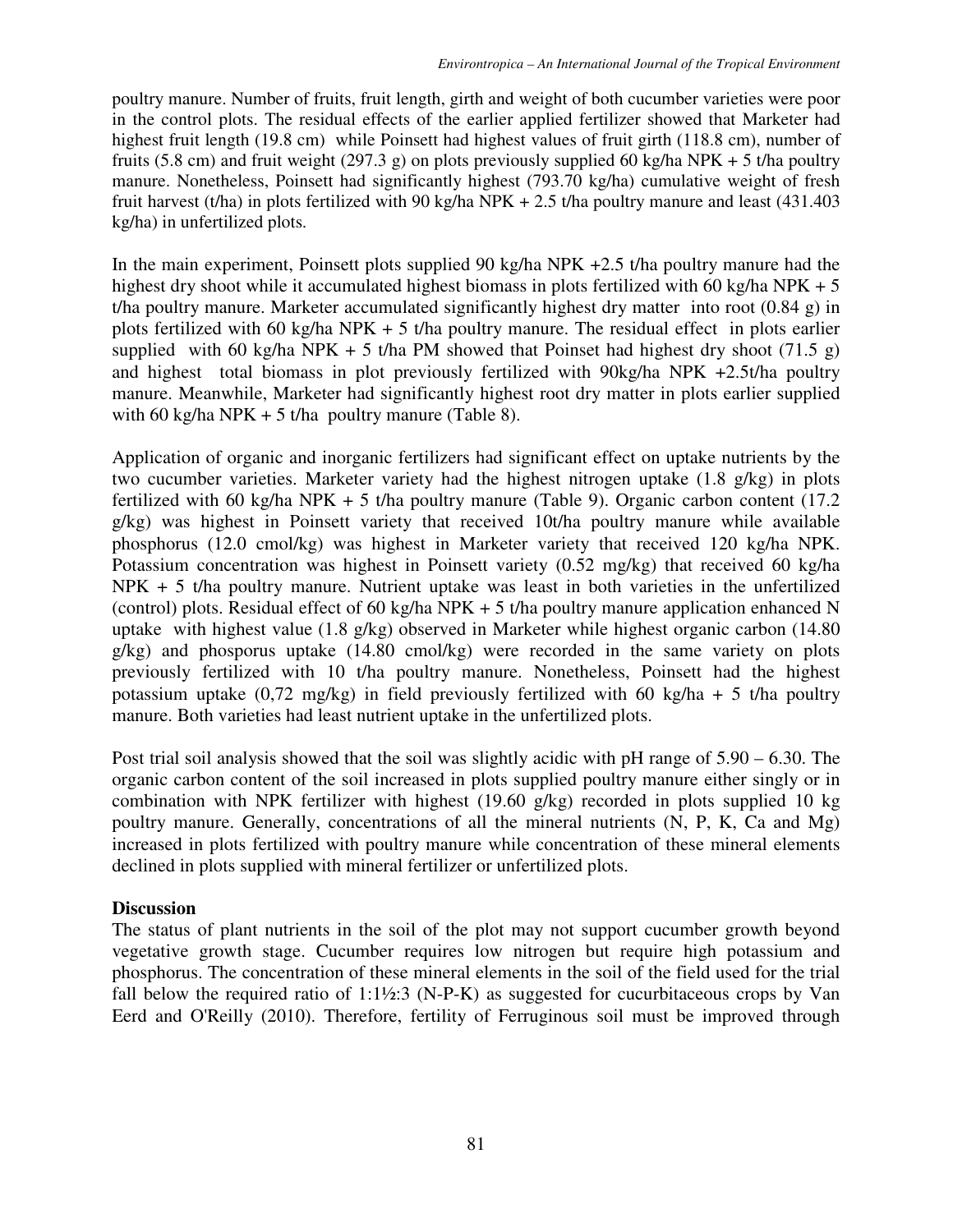poultry manure. Number of fruits, fruit length, girth and weight of both cucumber varieties were poor in the control plots. The residual effects of the earlier applied fertilizer showed that Marketer had highest fruit length (19.8 cm) while Poinsett had highest values of fruit girth (118.8 cm), number of fruits (5.8 cm) and fruit weight (297.3 g) on plots previously supplied 60 kg/ha NPK + 5 t/ha poultry manure. Nonetheless, Poinsett had significantly highest (793.70 kg/ha) cumulative weight of fresh fruit harvest (t/ha) in plots fertilized with 90 kg/ha NPK + 2.5 t/ha poultry manure and least (431.403 kg/ha) in unfertilized plots.

In the main experiment, Poinsett plots supplied 90 kg/ha NPK +2.5 t/ha poultry manure had the highest dry shoot while it accumulated highest biomass in plots fertilized with 60 kg/ha NPK + 5 t/ha poultry manure. Marketer accumulated significantly highest dry matter into root (0.84 g) in plots fertilized with 60 kg/ha NPK + 5 t/ha poultry manure. The residual effect in plots earlier supplied with 60 kg/ha NPK + 5 t/ha PM showed that Poinset had highest dry shoot (71.5 g) and highest total biomass in plot previously fertilized with 90kg/ha NPK +2.5t/ha poultry manure. Meanwhile, Marketer had significantly highest root dry matter in plots earlier supplied with 60 kg/ha NPK + 5 t/ha poultry manure (Table 8).

Application of organic and inorganic fertilizers had significant effect on uptake nutrients by the two cucumber varieties. Marketer variety had the highest nitrogen uptake (1.8 g/kg) in plots fertilized with 60 kg/ha NPK + 5 t/ha poultry manure (Table 9). Organic carbon content (17.2 g/kg) was highest in Poinsett variety that received 10t/ha poultry manure while available phosphorus (12.0 cmol/kg) was highest in Marketer variety that received 120 kg/ha NPK. Potassium concentration was highest in Poinsett variety (0.52 mg/kg) that received 60 kg/ha NPK + 5 t/ha poultry manure. Nutrient uptake was least in both varieties in the unfertilized (control) plots. Residual effect of 60 kg/ha NPK + 5 t/ha poultry manure application enhanced N uptake with highest value (1.8 g/kg) observed in Marketer while highest organic carbon (14.80 g/kg) and phosporus uptake (14.80 cmol/kg) were recorded in the same variety on plots previously fertilized with 10 t/ha poultry manure. Nonetheless, Poinsett had the highest potassium uptake (0,72 mg/kg) in field previously fertilized with 60 kg/ha + 5 t/ha poultry manure. Both varieties had least nutrient uptake in the unfertilized plots.

Post trial soil analysis showed that the soil was slightly acidic with pH range of 5.90 – 6.30. The organic carbon content of the soil increased in plots supplied poultry manure either singly or in combination with NPK fertilizer with highest (19.60 g/kg) recorded in plots supplied 10 kg poultry manure. Generally, concentrations of all the mineral nutrients (N, P, K, Ca and Mg) increased in plots fertilized with poultry manure while concentration of these mineral elements declined in plots supplied with mineral fertilizer or unfertilized plots.

## Discussion

The status of plant nutrients in the soil of the plot may not support cucumber growth beyond vegetative growth stage. Cucumber requires low nitrogen but require high potassium and phosphorus. The concentration of these mineral elements in the soil of the field used for the trial fall below the required ratio of 1:1½:3 (N-P-K) as suggested for cucurbitaceous crops by Van Eerd and O'Reilly (2010). Therefore, fertility of Ferruginous soil must be improved through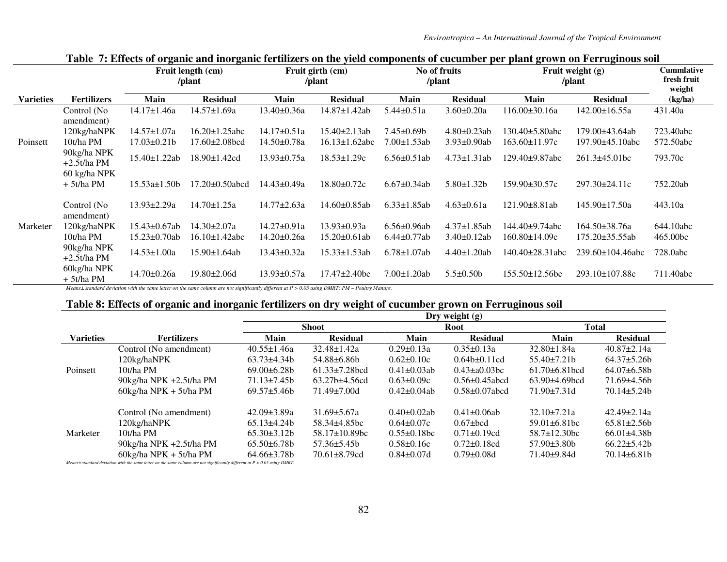**Table 7: Effects of organic and inorganic fertilizers on the yield components of cucumber per plant grown on Ferruginous soil**

| Varieties | Fertilizers | Fruit length (cm) /plant | | Fruit girth (cm) /plant | | No of fruits /plant | | Fruit weight (g) /plant | | Cummlative fresh fruit weight |
|---|---|---|---|---|---|---|---|---|---|---|
| | | Main | Residual | Main | Residual | Main | Residual | Main | Residual | (kg/ha) |
| Poinsett | Control (No amendment) | 14.17±1.46a | 14.57±1.69a | 13.40±0.36a | 14.87±1.42ab | 5.44±0.51a | 3.60±0.20a | 116.00±30.16a | 142.00±16.55a | 431.40a |
| | 120kg/haNPK | 14.57±1.07a | 16.20±1.25abc | 14.17±0.51a | 15.40±2.13ab | 7.45±0.69b | 4.80±0.23ab | 130.40±5.80abc | 179.00±43.64ab | 723.40abc |
| | 10t/ha PM | 17.03±0.21b | 17.60±2.08bcd | 14.50±0.78a | 16.13±1.62abc | 7.00±1.53ab | 3.93±0.90ab | 163.60±11.97c | 197.90±45.10abc | 572.50abc |
| | 90kg/ha NPK +2.5t/ha PM | 15.40±1.22ab | 18.90±1.42cd | 13.93±0.75a | 18.53±1.29c | 6.56±0.51ab | 4.73±1.31ab | 129.40±9.87abc | 261.3±45.01bc | 793.70c |
| | 60 kg/ha NPK + 5t/ha PM | 15.53a±1.50b | 17.20±0.50abcd | 14.43±0.49a | 18.80±0.72c | 6.67±0.34ab | 5.80±1.32b | 159.90±30.57c | 297.30±24.11c | 752.20ab |
| Marketer | Control (No amendment) | 13.93±2.29a | 14.70±1.25a | 14.77±2.63a | 14.60±0.85ab | 6.33±1.85ab | 4.63±0.61a | 121.90±8.81ab | 145.90±17.50a | 443.10a |
| | 120kg/haNPK | 15.43±0.67ab | 14.30±2.07a | 14.27±0.91a | 13.93±0.93a | 6.56±0.96ab | 4.37±1.85ab | 144.40±9.74abc | 164.50±38.76a | 644.10abc |
| | 10t/ha PM | 15.23±0.70ab | 16.10±1.42abc | 14.20±0.26a | 15.20±0.61ab | 6.44±0.77ab | 3.40±0.12ab | 160.80±14.09c | 175.20±35.55ab | 465.00bc |
| | 90kg/ha NPK +2.5t/ha PM | 14.53±1.00a | 15.90±1.64ab | 13.43±0.32a | 15.33±1.53ab | 6.78±1.07ab | 4.40±1.20ab | 140.40±28.31abc | 239.60±104.46abc | 728.0abc |
| | 60kg/ha NPK + 5t/ha PM | 14.70±0.26a | 19.80±2.06d | 13.93±0.57a | 17.47±2.40bc | 7.00±1.20ab | 5.5±0.50b | 155.50±12.56bc | 293.10±107.88c | 711.40abc |

*Means± standard deviation with the same letter on the same column are not significantly different at P > 0.05 using DMRT; PM – Poultry Manure.*

**Table 8: Effects of organic and inorganic fertilizers on dry weight of cucumber grown on Ferruginous soil**

| Varieties | Fertilizers | Dry weight (g) | | | | | |
|---|---|---|---|---|---|---|---|
| | | Shoot | | Root | | Total | |
| | | Main | Residual | Main | Residual | Main | Residual |
| Poinsett | Control (No amendment) | 40.55±1.46a | 32.48±1.42a | 0.29±0.13a | 0.35±0.13a | 32.80±1.84a | 40.87±2.14a |
| | 120kg/haNPK | 63.73±4.34b | 54.88±6.86b | 0.62±0.10c | 0.64b±0.11cd | 55.40±7.21b | 64.37±5.26b |
| | 10t/ha PM | 69.00±6.28b | 61.33±7.28bcd | 0.41±0.03ab | 0.43±a0.03bc | 61.70±6.81bcd | 64.07±6.58b |
| | 90kg/ha NPK +2.5t/ha PM | 71.13±7.45b | 63.27b±4.56cd | 0.63±0.09c | 0.56±0.45abcd | 63.90±4.69bcd | 71.69±4.56b |
| | 60kg/ha NPK + 5t/ha PM | 69.57±5.46b | 71.49±7.00d | 0.42±0.04ab | 0.58±0.07abcd | 71.90±7.31d | 70.14±5.24b |
| Marketer | Control (No amendment) | 42.09±3.89a | 31.69±5.67a | 0.40±0.02ab | 0.41±0.06ab | 32.10±7.21a | 42.49±2.14a |
| | 120kg/haNPK | 65.13±4.24b | 58.34±4.85bc | 0.64±0.07c | 0.67±bcd | 59.01±6.81bc | 65.81±2.56b |
| | 10t/ha PM | 65.30±3.12b | 58.17±10.89bc | 0.55±0.18bc | 0.71±0.19cd | 58.7±12.30bc | 66.01±4.38b |
| | 90kg/ha NPK +2.5t/ha PM | 65.50±6.78b | 57.36±5.45b | 0.58±0.16c | 0.72±0.18cd | 57.90±3.80b | 66.22±5.42b |
| | 60kg/ha NPK + 5t/ha PM | 64.66±3.78b | 70.61±8.79cd | 0.84±0.07d | 0.79±0.08d | 71.40±9.84d | 70.14±6.81b |

*Means± standard deviation with the same letter on the same column are not significantly different at P > 0.05 using DMRT.*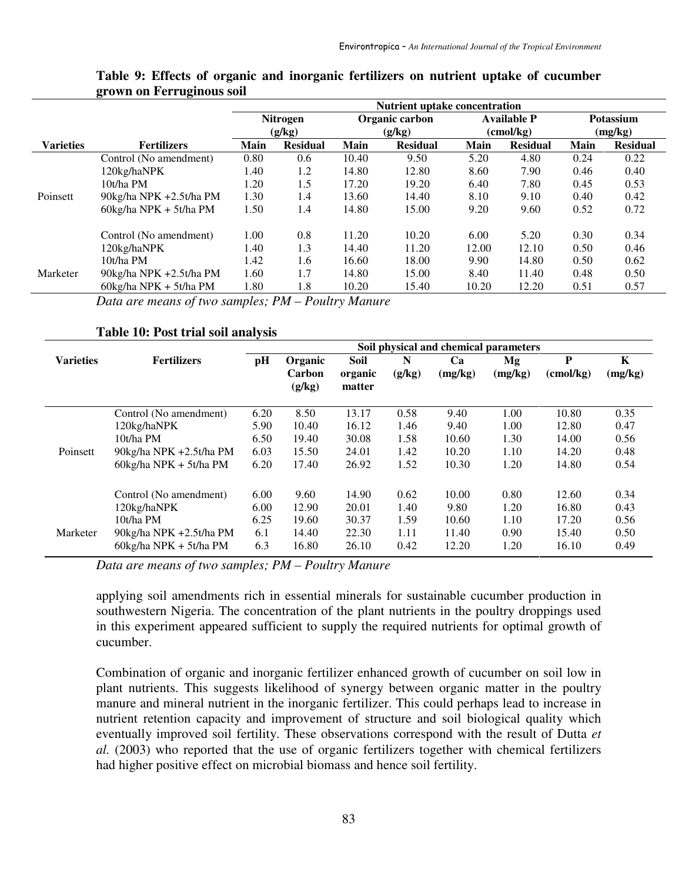**Table 9: Effects of organic and inorganic fertilizers on nutrient uptake of cucumber grown on Ferruginous soil**

| | | Nutrient uptake concentration | | | | | | | |
|---|---|---|---|---|---|---|---|---|---|
| | | Nitrogen (g/kg) | | Organic carbon (g/kg) | | Available P (cmol/kg) | | Potassium (mg/kg) | |
| Varieties | Fertilizers | Main | Residual | Main | Residual | Main | Residual | Main | Residual |
| Poinsett | Control (No amendment) | 0.80 | 0.6 | 10.40 | 9.50 | 5.20 | 4.80 | 0.24 | 0.22 |
| | 120kg/haNPK | 1.40 | 1.2 | 14.80 | 12.80 | 8.60 | 7.90 | 0.46 | 0.40 |
| | 10t/ha PM | 1.20 | 1.5 | 17.20 | 19.20 | 6.40 | 7.80 | 0.45 | 0.53 |
| | 90kg/ha NPK +2.5t/ha PM | 1.30 | 1.4 | 13.60 | 14.40 | 8.10 | 9.10 | 0.40 | 0.42 |
| | 60kg/ha NPK + 5t/ha PM | 1.50 | 1.4 | 14.80 | 15.00 | 9.20 | 9.60 | 0.52 | 0.72 |
| Marketer | Control (No amendment) | 1.00 | 0.8 | 11.20 | 10.20 | 6.00 | 5.20 | 0.30 | 0.34 |
| | 120kg/haNPK | 1.40 | 1.3 | 14.40 | 11.20 | 12.00 | 12.10 | 0.50 | 0.46 |
| | 10t/ha PM | 1.42 | 1.6 | 16.60 | 18.00 | 9.90 | 14.80 | 0.50 | 0.62 |
| | 90kg/ha NPK +2.5t/ha PM | 1.60 | 1.7 | 14.80 | 15.00 | 8.40 | 11.40 | 0.48 | 0.50 |
| | 60kg/ha NPK + 5t/ha PM | 1.80 | 1.8 | 10.20 | 15.40 | 10.20 | 12.20 | 0.51 | 0.57 |

*Data are means of two samples; PM – Poultry Manure*

**Table 10: Post trial soil analysis**

| | | Soil physical and chemical parameters | | | | | | | |
|---|---|---|---|---|---|---|---|---|---|
| Varieties | Fertilizers | pH | Organic Carbon (g/kg) | Soil organic matter | N (g/kg) | Ca (mg/kg) | Mg (mg/kg) | P (cmol/kg) | K (mg/kg) |
| Poinsett | Control (No amendment) | 6.20 | 8.50 | 13.17 | 0.58 | 9.40 | 1.00 | 10.80 | 0.35 |
| | 120kg/haNPK | 5.90 | 10.40 | 16.12 | 1.46 | 9.40 | 1.00 | 12.80 | 0.47 |
| | 10t/ha PM | 6.50 | 19.40 | 30.08 | 1.58 | 10.60 | 1.30 | 14.00 | 0.56 |
| | 90kg/ha NPK +2.5t/ha PM | 6.03 | 15.50 | 24.01 | 1.42 | 10.20 | 1.10 | 14.20 | 0.48 |
| | 60kg/ha NPK + 5t/ha PM | 6.20 | 17.40 | 26.92 | 1.52 | 10.30 | 1.20 | 14.80 | 0.54 |
| Marketer | Control (No amendment) | 6.00 | 9.60 | 14.90 | 0.62 | 10.00 | 0.80 | 12.60 | 0.34 |
| | 120kg/haNPK | 6.00 | 12.90 | 20.01 | 1.40 | 9.80 | 1.20 | 16.80 | 0.43 |
| | 10t/ha PM | 6.25 | 19.60 | 30.37 | 1.59 | 10.60 | 1.10 | 17.20 | 0.56 |
| | 90kg/ha NPK +2.5t/ha PM | 6.1 | 14.40 | 22.30 | 1.11 | 11.40 | 0.90 | 15.40 | 0.50 |
| | 60kg/ha NPK + 5t/ha PM | 6.3 | 16.80 | 26.10 | 0.42 | 12.20 | 1.20 | 16.10 | 0.49 |

*Data are means of two samples; PM – Poultry Manure*

applying soil amendments rich in essential minerals for sustainable cucumber production in southwestern Nigeria. The concentration of the plant nutrients in the poultry droppings used in this experiment appeared sufficient to supply the required nutrients for optimal growth of cucumber.

Combination of organic and inorganic fertilizer enhanced growth of cucumber on soil low in plant nutrients. This suggests likelihood of synergy between organic matter in the poultry manure and mineral nutrient in the inorganic fertilizer. This could perhaps lead to increase in nutrient retention capacity and improvement of structure and soil biological quality which eventually improved soil fertility. These observations correspond with the result of Dutta *et al.* (2003) who reported that the use of organic fertilizers together with chemical fertilizers had higher positive effect on microbial biomass and hence soil fertility.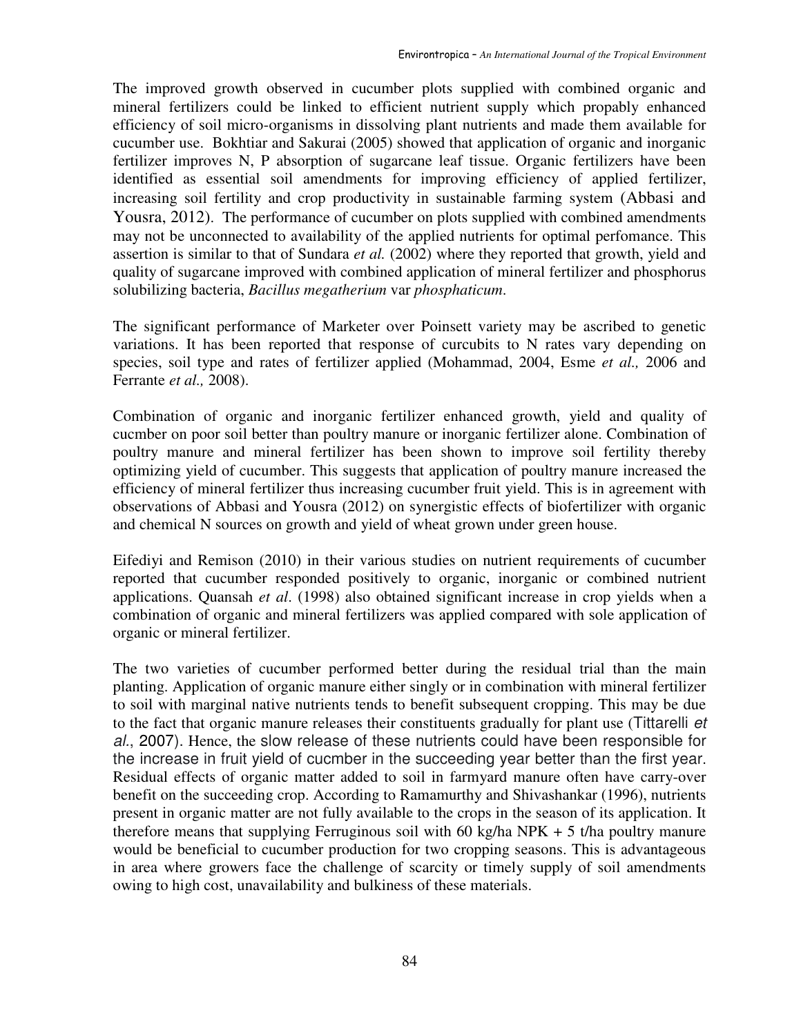The improved growth observed in cucumber plots supplied with combined organic and mineral fertilizers could be linked to efficient nutrient supply which propably enhanced efficiency of soil micro-organisms in dissolving plant nutrients and made them available for cucumber use. Bokhtiar and Sakurai (2005) showed that application of organic and inorganic fertilizer improves N, P absorption of sugarcane leaf tissue. Organic fertilizers have been identified as essential soil amendments for improving efficiency of applied fertilizer, increasing soil fertility and crop productivity in sustainable farming system (Abbasi and Yousra, 2012). The performance of cucumber on plots supplied with combined amendments may not be unconnected to availability of the applied nutrients for optimal perfomance. This assertion is similar to that of Sundara *et al.* (2002) where they reported that growth, yield and quality of sugarcane improved with combined application of mineral fertilizer and phosphorus solubilizing bacteria, *Bacillus megatherium* var *phosphaticum*.

The significant performance of Marketer over Poinsett variety may be ascribed to genetic variations. It has been reported that response of curcubits to N rates vary depending on species, soil type and rates of fertilizer applied (Mohammad, 2004, Esme *et al.,* 2006 and Ferrante *et al.,* 2008).

Combination of organic and inorganic fertilizer enhanced growth, yield and quality of cucmber on poor soil better than poultry manure or inorganic fertilizer alone. Combination of poultry manure and mineral fertilizer has been shown to improve soil fertility thereby optimizing yield of cucumber. This suggests that application of poultry manure increased the efficiency of mineral fertilizer thus increasing cucumber fruit yield. This is in agreement with observations of Abbasi and Yousra (2012) on synergistic effects of biofertilizer with organic and chemical N sources on growth and yield of wheat grown under green house.

Eifediyi and Remison (2010) in their various studies on nutrient requirements of cucumber reported that cucumber responded positively to organic, inorganic or combined nutrient applications. Quansah *et al*. (1998) also obtained significant increase in crop yields when a combination of organic and mineral fertilizers was applied compared with sole application of organic or mineral fertilizer.

The two varieties of cucumber performed better during the residual trial than the main planting. Application of organic manure either singly or in combination with mineral fertilizer to soil with marginal native nutrients tends to benefit subsequent cropping. This may be due to the fact that organic manure releases their constituents gradually for plant use (Tittarelli *et al.*, 2007). Hence, the slow release of these nutrients could have been responsible for the increase in fruit yield of cucmber in the succeeding year better than the first year. Residual effects of organic matter added to soil in farmyard manure often have carry-over benefit on the succeeding crop. According to Ramamurthy and Shivashankar (1996), nutrients present in organic matter are not fully available to the crops in the season of its application. It therefore means that supplying Ferruginous soil with 60 kg/ha NPK + 5 t/ha poultry manure would be beneficial to cucumber production for two cropping seasons. This is advantageous in area where growers face the challenge of scarcity or timely supply of soil amendments owing to high cost, unavailability and bulkiness of these materials.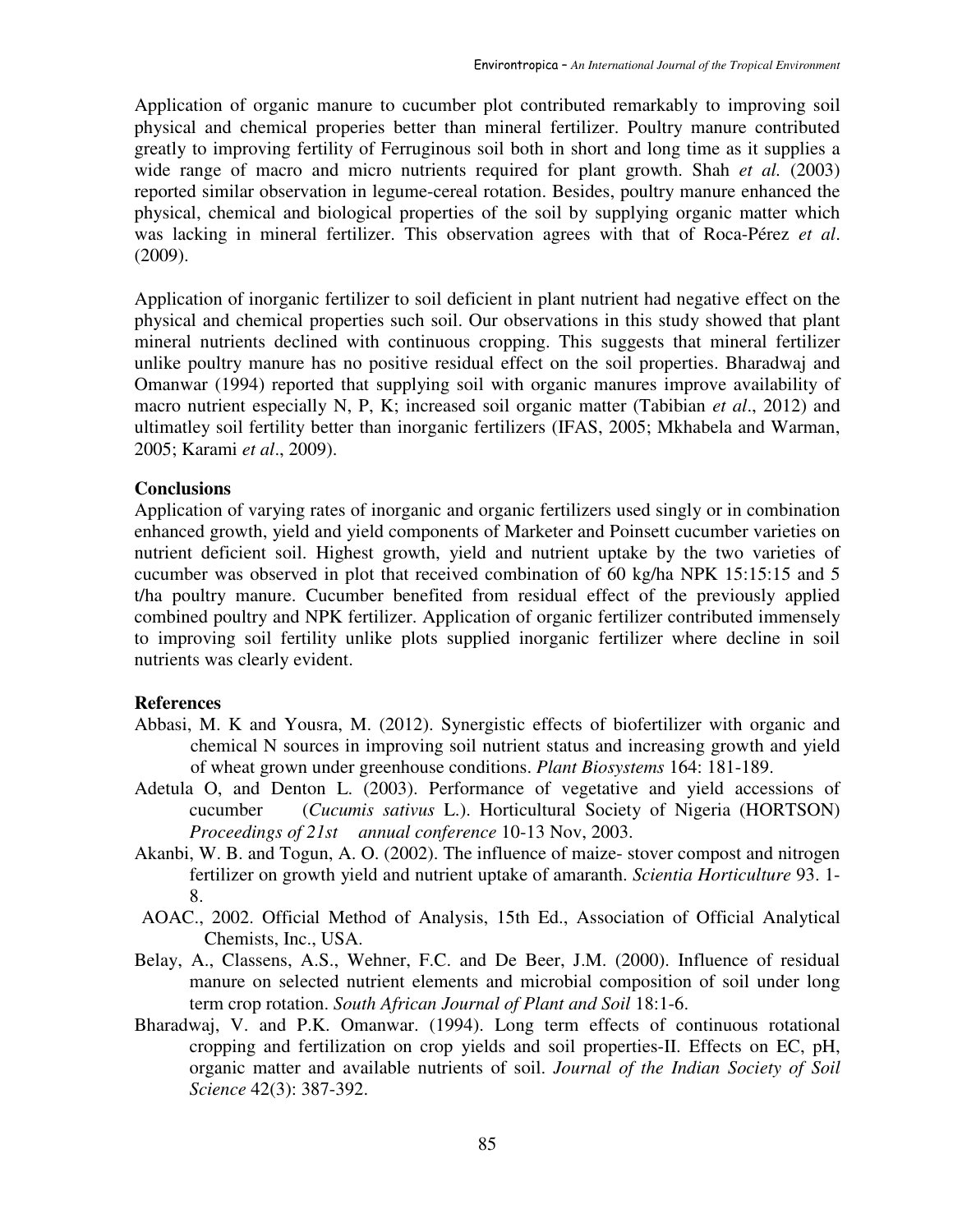Application of organic manure to cucumber plot contributed remarkably to improving soil physical and chemical properies better than mineral fertilizer. Poultry manure contributed greatly to improving fertility of Ferruginous soil both in short and long time as it supplies a wide range of macro and micro nutrients required for plant growth. Shah *et al.* (2003) reported similar observation in legume-cereal rotation. Besides, poultry manure enhanced the physical, chemical and biological properties of the soil by supplying organic matter which was lacking in mineral fertilizer. This observation agrees with that of Roca-Pérez *et al*. (2009).

Application of inorganic fertilizer to soil deficient in plant nutrient had negative effect on the physical and chemical properties such soil. Our observations in this study showed that plant mineral nutrients declined with continuous cropping. This suggests that mineral fertilizer unlike poultry manure has no positive residual effect on the soil properties. Bharadwaj and Omanwar (1994) reported that supplying soil with organic manures improve availability of macro nutrient especially N, P, K; increased soil organic matter (Tabibian *et al*., 2012) and ultimatley soil fertility better than inorganic fertilizers (IFAS, 2005; Mkhabela and Warman, 2005; Karami *et al*., 2009).

**Conclusions**

Application of varying rates of inorganic and organic fertilizers used singly or in combination enhanced growth, yield and yield components of Marketer and Poinsett cucumber varieties on nutrient deficient soil. Highest growth, yield and nutrient uptake by the two varieties of cucumber was observed in plot that received combination of 60 kg/ha NPK 15:15:15 and 5 t/ha poultry manure. Cucumber benefited from residual effect of the previously applied combined poultry and NPK fertilizer. Application of organic fertilizer contributed immensely to improving soil fertility unlike plots supplied inorganic fertilizer where decline in soil nutrients was clearly evident.

**References**

Abbasi, M. K and Yousra, M. (2012). Synergistic effects of biofertilizer with organic and chemical N sources in improving soil nutrient status and increasing growth and yield of wheat grown under greenhouse conditions. *Plant Biosystems* 164: 181-189.

Adetula O, and Denton L. (2003). Performance of vegetative and yield accessions of cucumber (*Cucumis sativus* L.). Horticultural Society of Nigeria (HORTSON) *Proceedings of 21st annual conference* 10-13 Nov, 2003.

Akanbi, W. B. and Togun, A. O. (2002). The influence of maize- stover compost and nitrogen fertilizer on growth yield and nutrient uptake of amaranth. *Scientia Horticulture* 93. 1-8.

AOAC., 2002. Official Method of Analysis, 15th Ed., Association of Official Analytical Chemists, Inc., USA.

Belay, A., Classens, A.S., Wehner, F.C. and De Beer, J.M. (2000). Influence of residual manure on selected nutrient elements and microbial composition of soil under long term crop rotation. *South African Journal of Plant and Soil* 18:1-6.

Bharadwaj, V. and P.K. Omanwar. (1994). Long term effects of continuous rotational cropping and fertilization on crop yields and soil properties-II. Effects on EC, pH, organic matter and available nutrients of soil. *Journal of the Indian Society of Soil Science* 42(3): 387-392.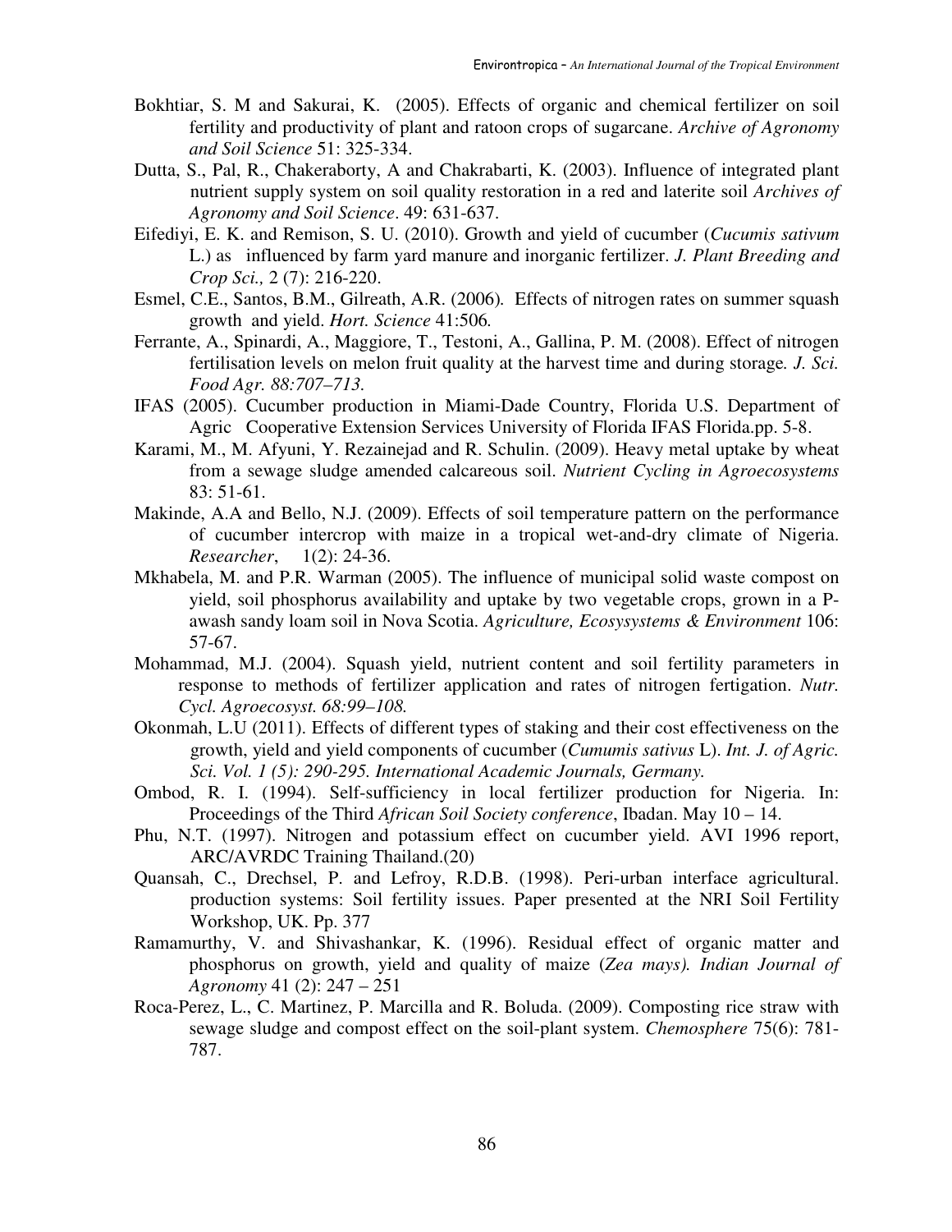Bokhtiar, S. M and Sakurai, K. (2005). Effects of organic and chemical fertilizer on soil fertility and productivity of plant and ratoon crops of sugarcane. *Archive of Agronomy and Soil Science* 51: 325-334.

Dutta, S., Pal, R., Chakeraborty, A and Chakrabarti, K. (2003). Influence of integrated plant nutrient supply system on soil quality restoration in a red and laterite soil *Archives of Agronomy and Soil Science*. 49: 631-637.

Eifediyi, E. K. and Remison, S. U. (2010). Growth and yield of cucumber (*Cucumis sativum* L.) as influenced by farm yard manure and inorganic fertilizer. *J. Plant Breeding and Crop Sci.,* 2 (7): 216-220.

Esmel, C.E., Santos, B.M., Gilreath, A.R. (2006). Effects of nitrogen rates on summer squash growth and yield. *Hort. Science* 41:506.

Ferrante, A., Spinardi, A., Maggiore, T., Testoni, A., Gallina, P. M. (2008). Effect of nitrogen fertilisation levels on melon fruit quality at the harvest time and during storage. *J. Sci. Food Agr. 88:707–713.*

IFAS (2005). Cucumber production in Miami-Dade Country, Florida U.S. Department of Agric Cooperative Extension Services University of Florida IFAS Florida.pp. 5-8.

Karami, M., M. Afyuni, Y. Rezainejad and R. Schulin. (2009). Heavy metal uptake by wheat from a sewage sludge amended calcareous soil. *Nutrient Cycling in Agroecosystems* 83: 51-61.

Makinde, A.A and Bello, N.J. (2009). Effects of soil temperature pattern on the performance of cucumber intercrop with maize in a tropical wet-and-dry climate of Nigeria. *Researcher*, 1(2): 24-36.

Mkhabela, M. and P.R. Warman (2005). The influence of municipal solid waste compost on yield, soil phosphorus availability and uptake by two vegetable crops, grown in a P-awash sandy loam soil in Nova Scotia. *Agriculture, Ecosysystems & Environment* 106: 57-67.

Mohammad, M.J. (2004). Squash yield, nutrient content and soil fertility parameters in response to methods of fertilizer application and rates of nitrogen fertigation. *Nutr. Cycl. Agroecosyst. 68:99–108.*

Okonmah, L.U (2011). Effects of different types of staking and their cost effectiveness on the growth, yield and yield components of cucumber (*Cumumis sativus* L). *Int. J. of Agric. Sci. Vol. 1 (5): 290-295. International Academic Journals, Germany.*

Ombod, R. I. (1994). Self-sufficiency in local fertilizer production for Nigeria. In: Proceedings of the Third *African Soil Society conference*, Ibadan. May 10 – 14.

Phu, N.T. (1997). Nitrogen and potassium effect on cucumber yield. AVI 1996 report, ARC/AVRDC Training Thailand.(20)

Quansah, C., Drechsel, P. and Lefroy, R.D.B. (1998). Peri-urban interface agricultural. production systems: Soil fertility issues. Paper presented at the NRI Soil Fertility Workshop, UK. Pp. 377

Ramamurthy, V. and Shivashankar, K. (1996). Residual effect of organic matter and phosphorus on growth, yield and quality of maize (*Zea mays). Indian Journal of Agronomy* 41 (2): 247 – 251

Roca-Perez, L., C. Martinez, P. Marcilla and R. Boluda. (2009). Composting rice straw with sewage sludge and compost effect on the soil-plant system. *Chemosphere* 75(6): 781-787.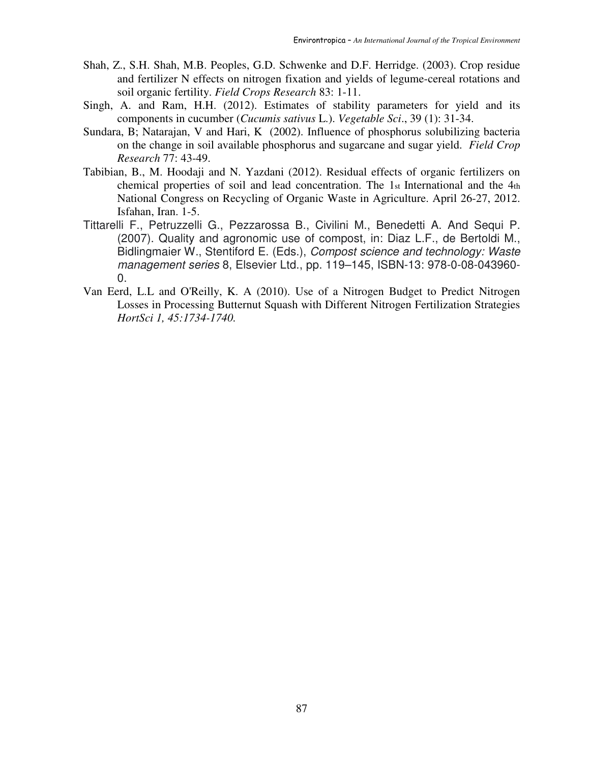Shah, Z., S.H. Shah, M.B. Peoples, G.D. Schwenke and D.F. Herridge. (2003). Crop residue and fertilizer N effects on nitrogen fixation and yields of legume-cereal rotations and soil organic fertility. *Field Crops Research* 83: 1-11.

Singh, A. and Ram, H.H. (2012). Estimates of stability parameters for yield and its components in cucumber (*Cucumis sativus* L.). *Vegetable Sci*., 39 (1): 31-34.

Sundara, B; Natarajan, V and Hari, K (2002). Influence of phosphorus solubilizing bacteria on the change in soil available phosphorus and sugarcane and sugar yield. *Field Crop Research* 77: 43-49.

Tabibian, B., M. Hoodaji and N. Yazdani (2012). Residual effects of organic fertilizers on chemical properties of soil and lead concentration. The 1st International and the 4th National Congress on Recycling of Organic Waste in Agriculture. April 26-27, 2012. Isfahan, Iran. 1-5.

Tittarelli F., Petruzzelli G., Pezzarossa B., Civilini M., Benedetti A. And Sequi P. (2007). Quality and agronomic use of compost, in: Diaz L.F., de Bertoldi M., Bidlingmaier W., Stentiford E. (Eds.), *Compost science and technology: Waste management series* 8, Elsevier Ltd., pp. 119–145, ISBN-13: 978-0-08-043960-0.

Van Eerd, L.L and O'Reilly, K. A (2010). Use of a Nitrogen Budget to Predict Nitrogen Losses in Processing Butternut Squash with Different Nitrogen Fertilization Strategies *HortSci 1, 45:1734-1740.*